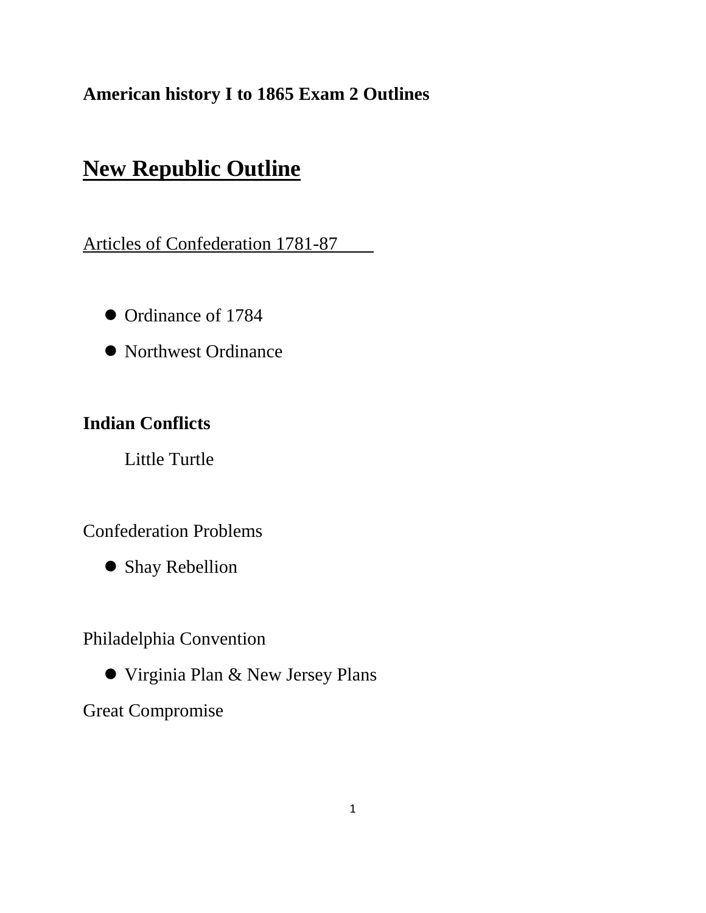**American history I to 1865 Exam 2 Outlines**

# New Republic Outline

Articles of Confederation 1781-87

- Ordinance of 1784
- Northwest Ordinance

**Indian Conflicts**

Little Turtle

Confederation Problems

- Shay Rebellion

Philadelphia Convention

- Virginia Plan & New Jersey Plans

Great Compromise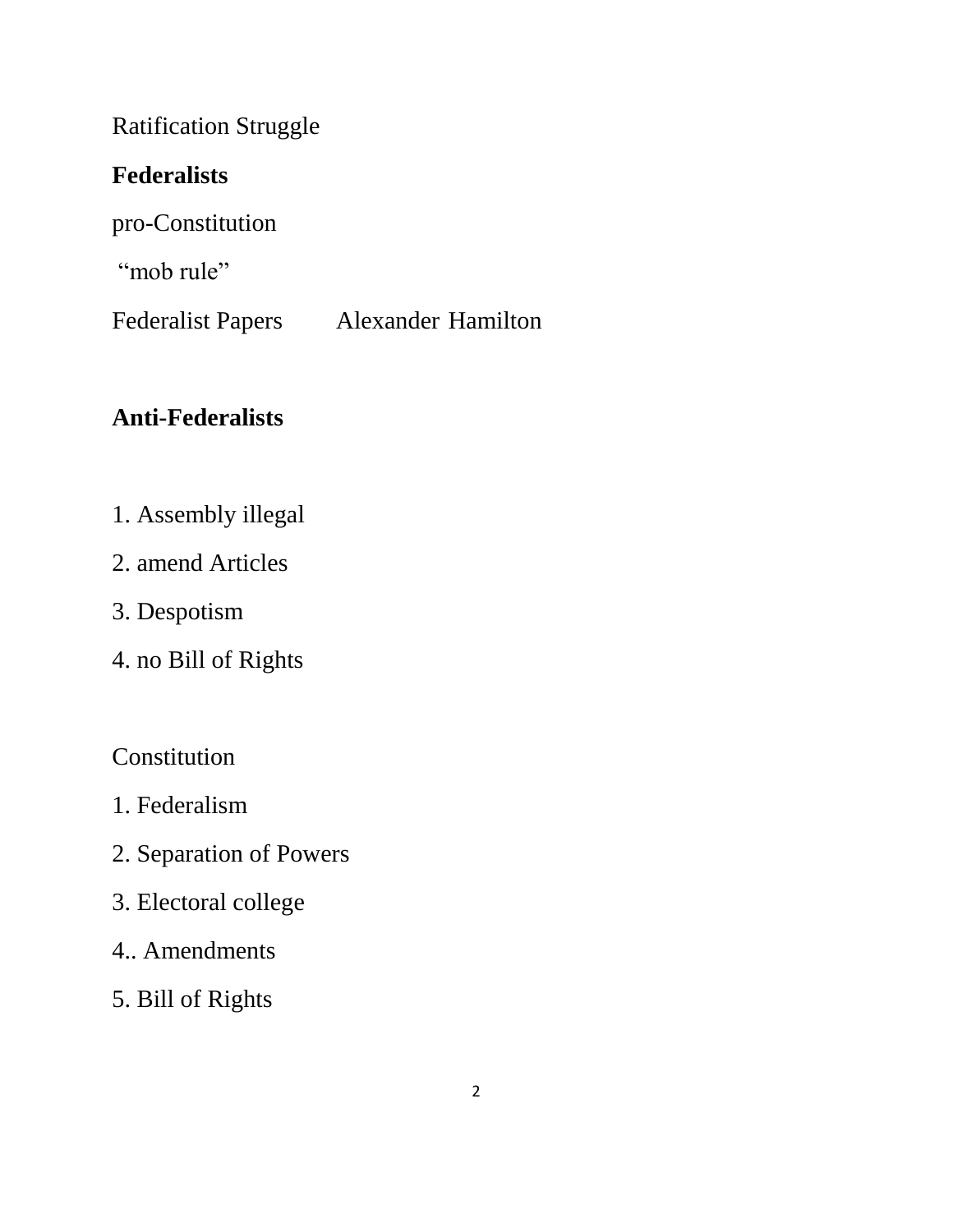Ratification Struggle

**Federalists**

pro-Constitution

"mob rule"

Federalist Papers        Alexander Hamilton

**Anti-Federalists**

1. Assembly illegal
2. amend Articles
3. Despotism
4. no Bill of Rights

Constitution

1. Federalism
2. Separation of Powers
3. Electoral college

4.. Amendments

5. Bill of Rights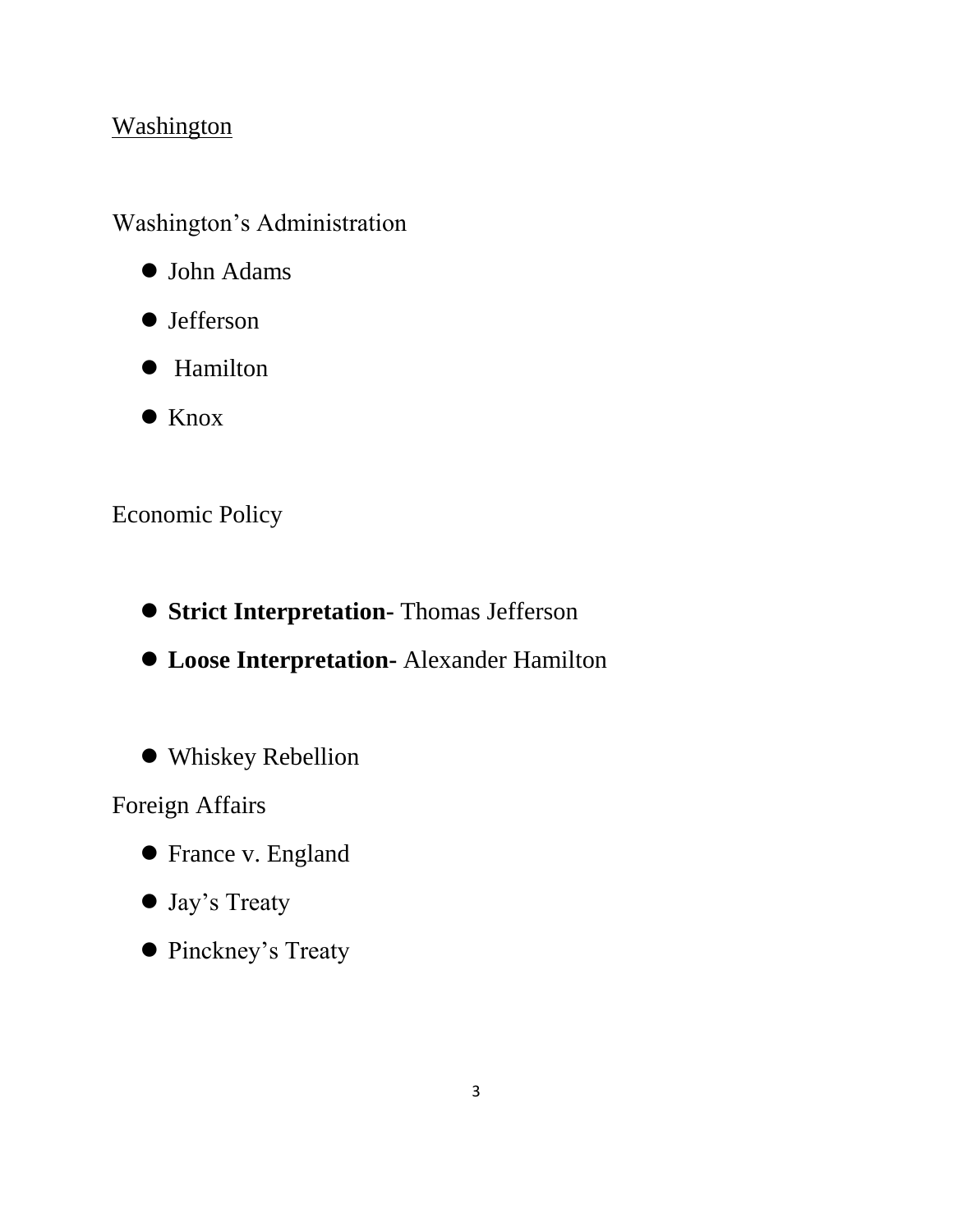<u>Washington</u>

Washington's Administration

- John Adams
- Jefferson
- Hamilton
- Knox

Economic Policy

- **Strict Interpretation-** Thomas Jefferson
- **Loose Interpretation-** Alexander Hamilton

- Whiskey Rebellion

Foreign Affairs

- France v. England
- Jay's Treaty
- Pinckney's Treaty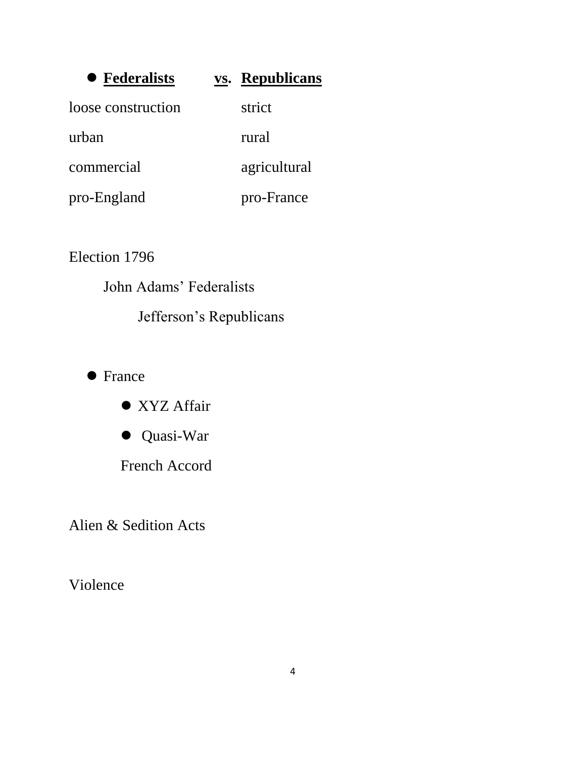- **<u>Federalists</u>** **<u>vs</u>.** **<u>Republicans</u>**

| | |
|---|---|
| loose construction | strict |
| urban | rural |
| commercial | agricultural |
| pro-England | pro-France |

Election 1796

  John Adams' Federalists

    Jefferson's Republicans

- France
  - XYZ Affair
  - Quasi-War

  French Accord

Alien & Sedition Acts

Violence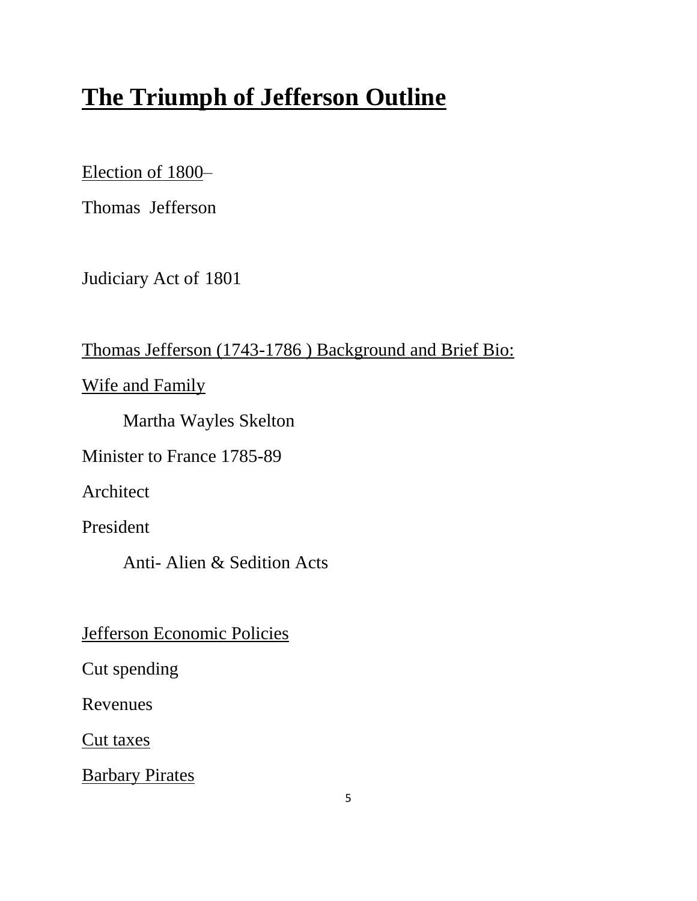# The Triumph of Jefferson Outline

Election of 1800–

Thomas Jefferson

Judiciary Act of 1801

Thomas Jefferson (1743-1786 ) Background and Brief Bio:

Wife and Family

Martha Wayles Skelton

Minister to France 1785-89

Architect

President

Anti- Alien & Sedition Acts

Jefferson Economic Policies

Cut spending

Revenues

Cut taxes

Barbary Pirates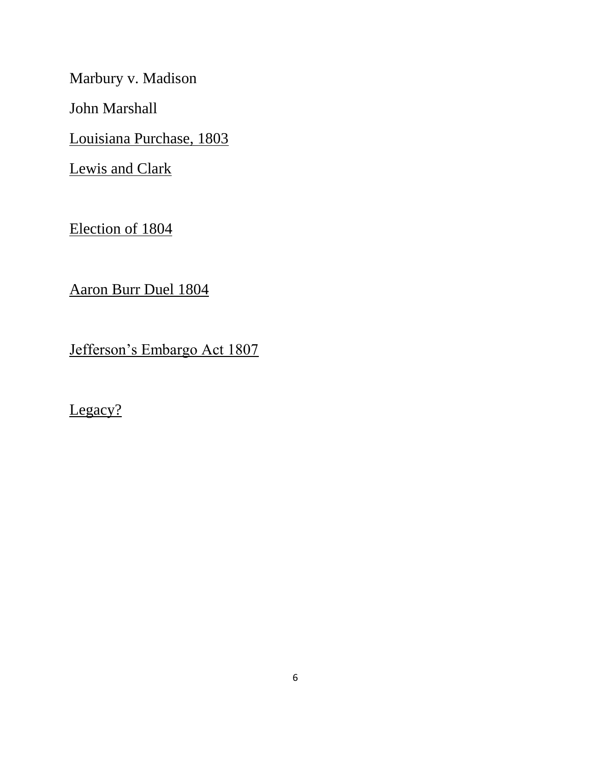Marbury v. Madison

John Marshall

<u>Louisiana Purchase, 1803</u>

<u>Lewis and Clark</u>

<u>Election of 1804</u>

<u>Aaron Burr Duel 1804</u>

<u>Jefferson's Embargo Act 1807</u>

<u>Legacy?</u>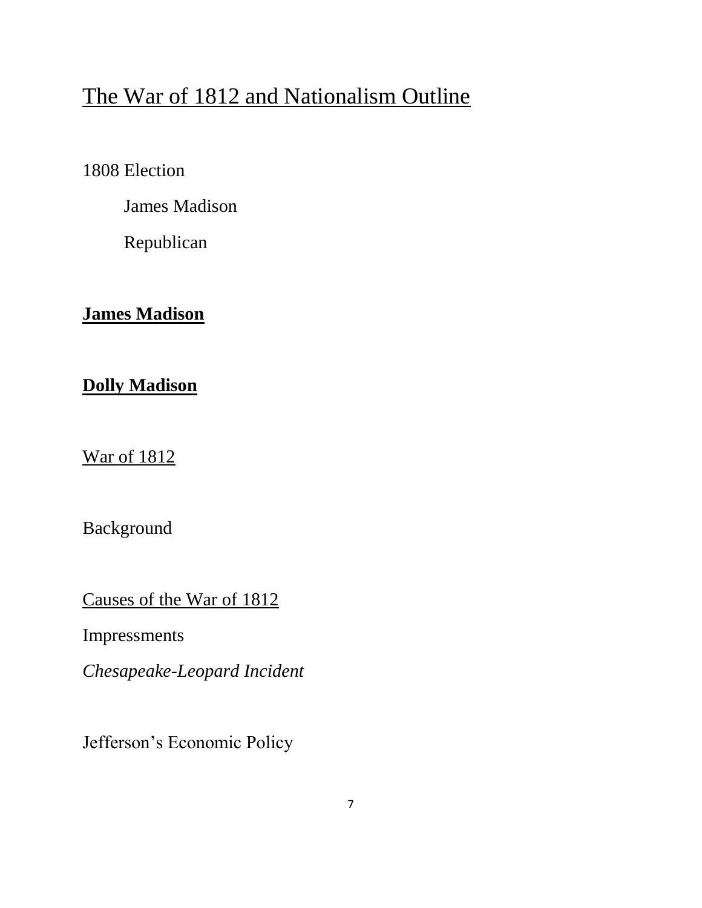# The War of 1812 and Nationalism Outline

1808 Election

James Madison

Republican

**James Madison**

**Dolly Madison**

War of 1812

Background

Causes of the War of 1812

Impressments

*Chesapeake-Leopard Incident*

Jefferson's Economic Policy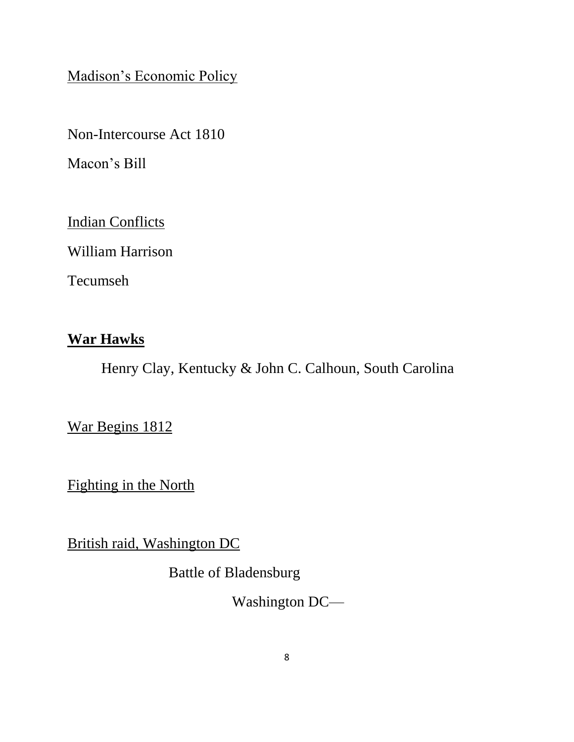<u>Madison's Economic Policy</u>

Non-Intercourse Act 1810

Macon's Bill

<u>Indian Conflicts</u>

William Harrison

Tecumseh

<u>**War Hawks**</u>

Henry Clay, Kentucky & John C. Calhoun, South Carolina

<u>War Begins 1812</u>

<u>Fighting in the North</u>

<u>British raid, Washington DC</u>

Battle of Bladensburg

Washington DC—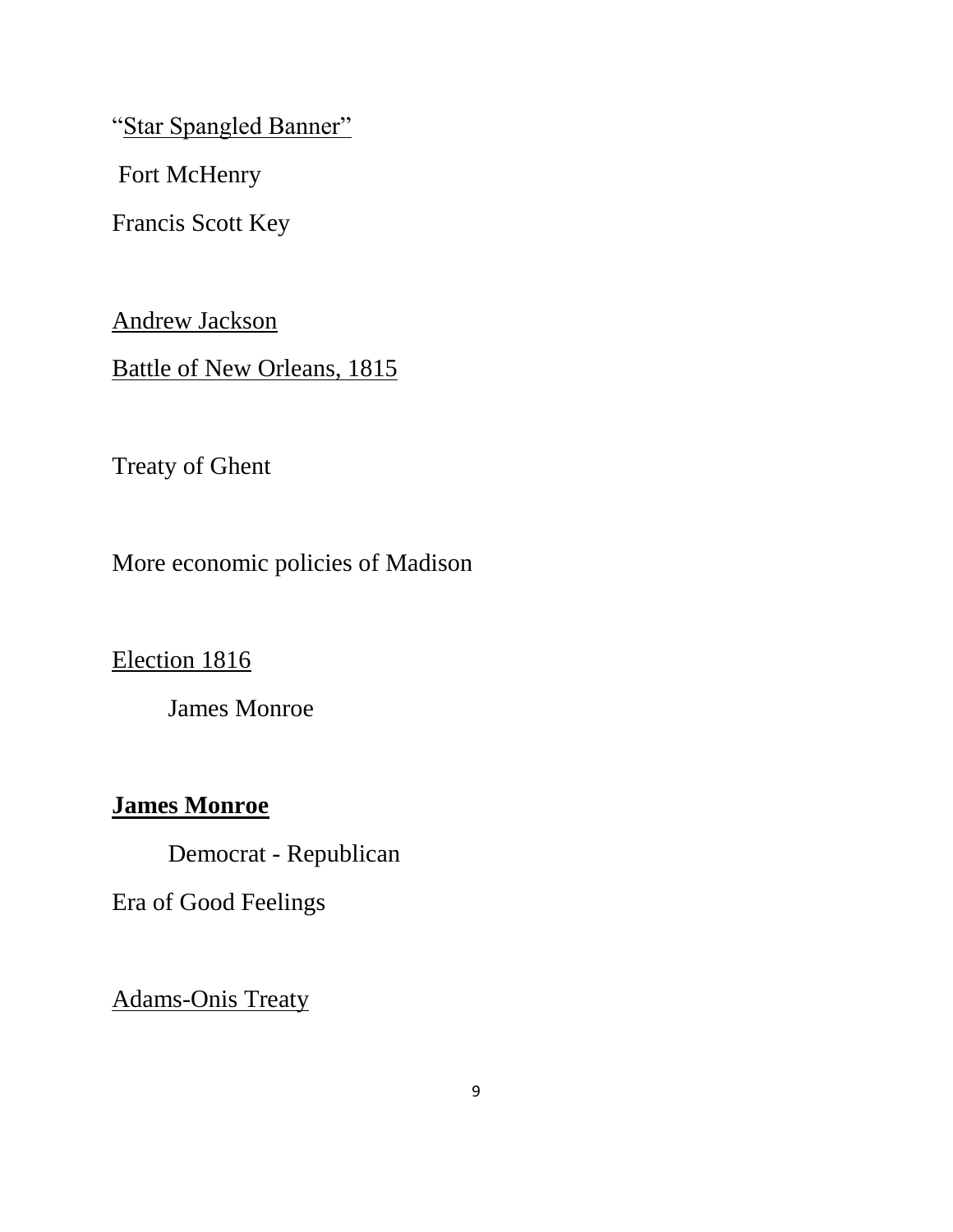“<u>Star Spangled Banner</u>”

Fort McHenry

Francis Scott Key

<u>Andrew Jackson</u>

<u>Battle of New Orleans, 1815</u>

Treaty of Ghent

More economic policies of Madison

<u>Election 1816</u>

James Monroe

**<u>James Monroe</u>**

Democrat - Republican

Era of Good Feelings

<u>Adams-Onis Treaty</u>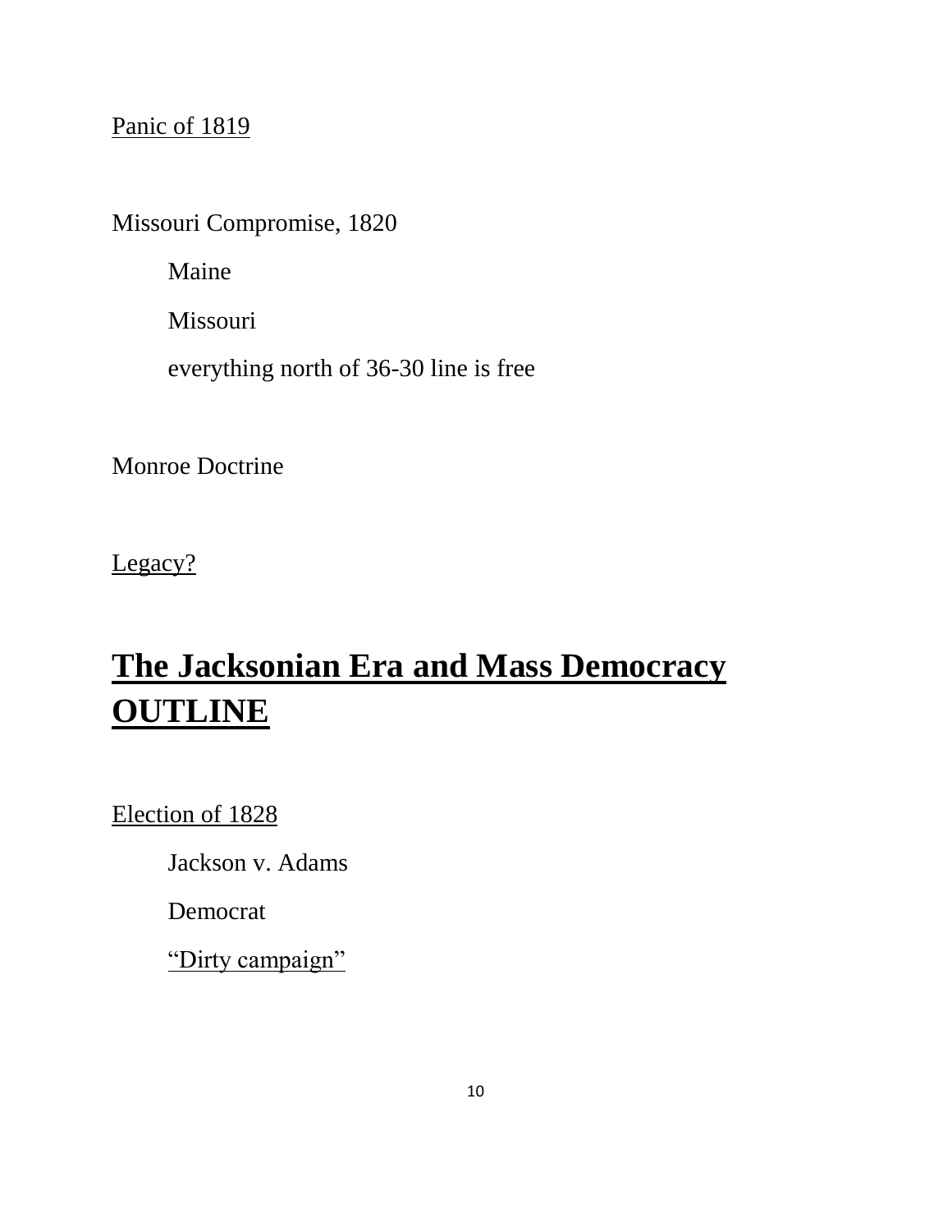<u>Panic of 1819</u>

Missouri Compromise, 1820

- Maine
- Missouri
- everything north of 36-30 line is free

Monroe Doctrine

<u>Legacy?</u>

# <u>The Jacksonian Era and Mass Democracy OUTLINE</u>

<u>Election of 1828</u>

- Jackson v. Adams
- Democrat
- <u>"Dirty campaign"</u>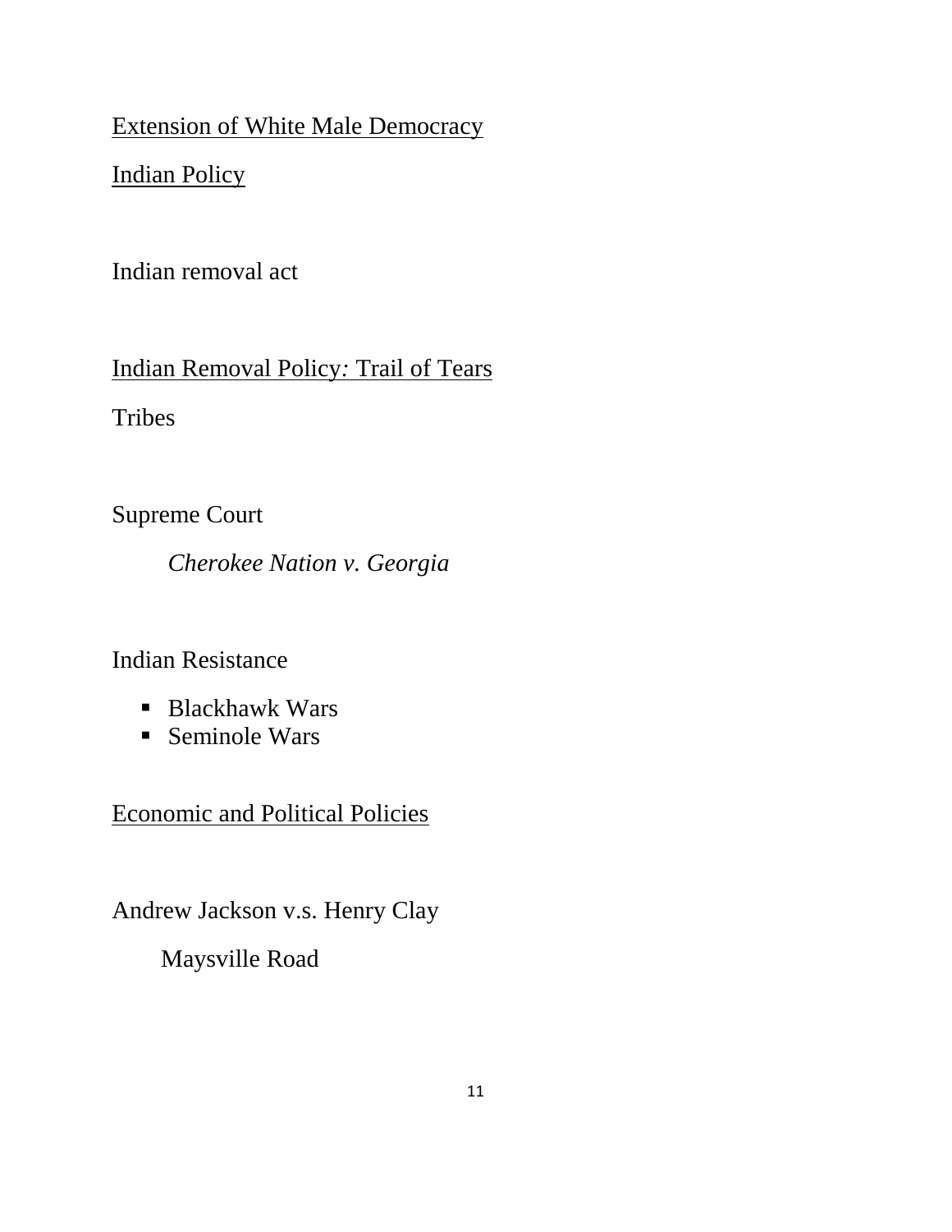<u>Extension of White Male Democracy</u>

<u>Indian Policy</u>

Indian removal act

<u>Indian Removal Policy: Trail of Tears</u>

Tribes

Supreme Court

*Cherokee Nation v. Georgia*

Indian Resistance

- Blackhawk Wars
- Seminole Wars

<u>Economic and Political Policies</u>

Andrew Jackson v.s. Henry Clay

Maysville Road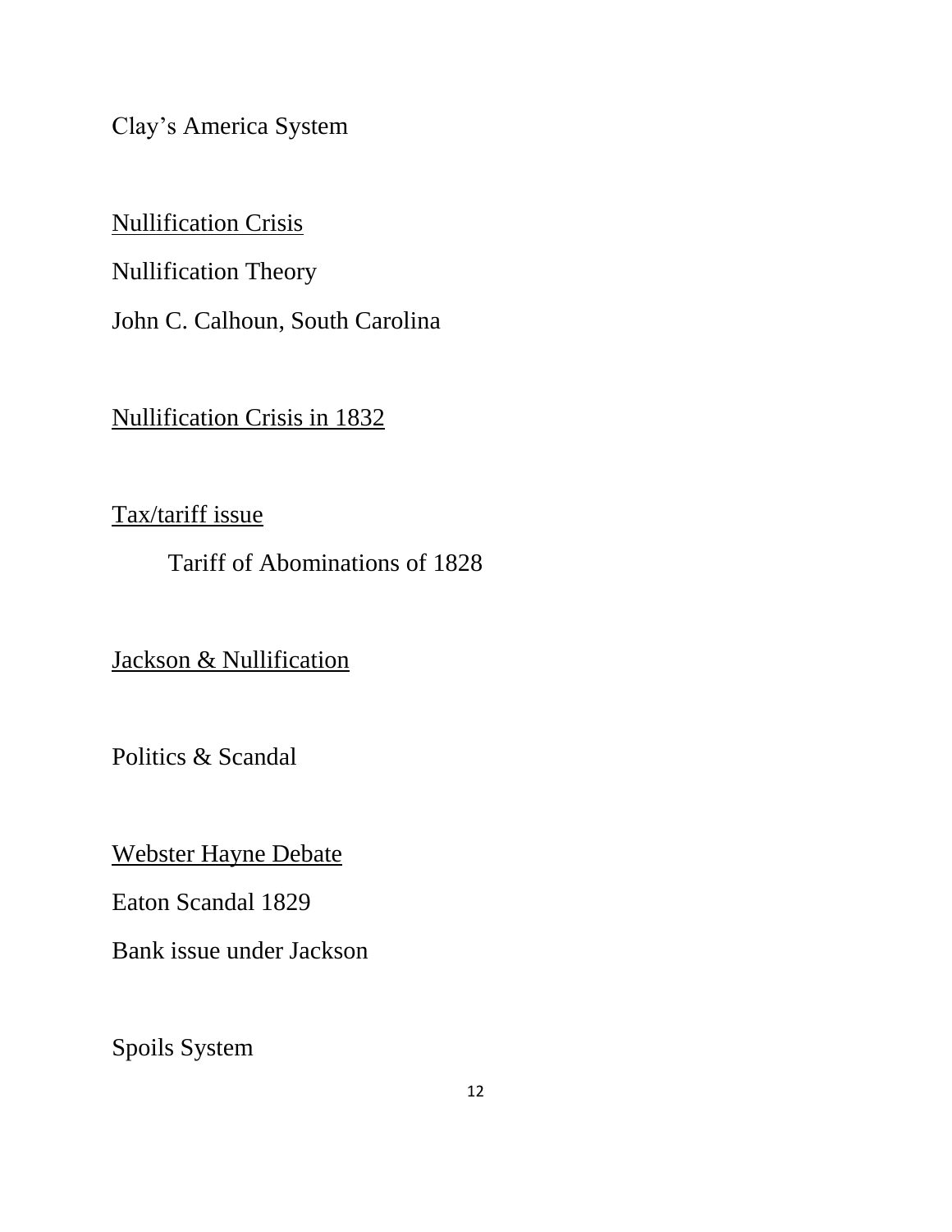Clay's America System

<u>Nullification Crisis</u>

Nullification Theory

John C. Calhoun, South Carolina

<u>Nullification Crisis in 1832</u>

<u>Tax/tariff issue</u>

    Tariff of Abominations of 1828

<u>Jackson & Nullification</u>

Politics & Scandal

<u>Webster Hayne Debate</u>

Eaton Scandal 1829

Bank issue under Jackson

Spoils System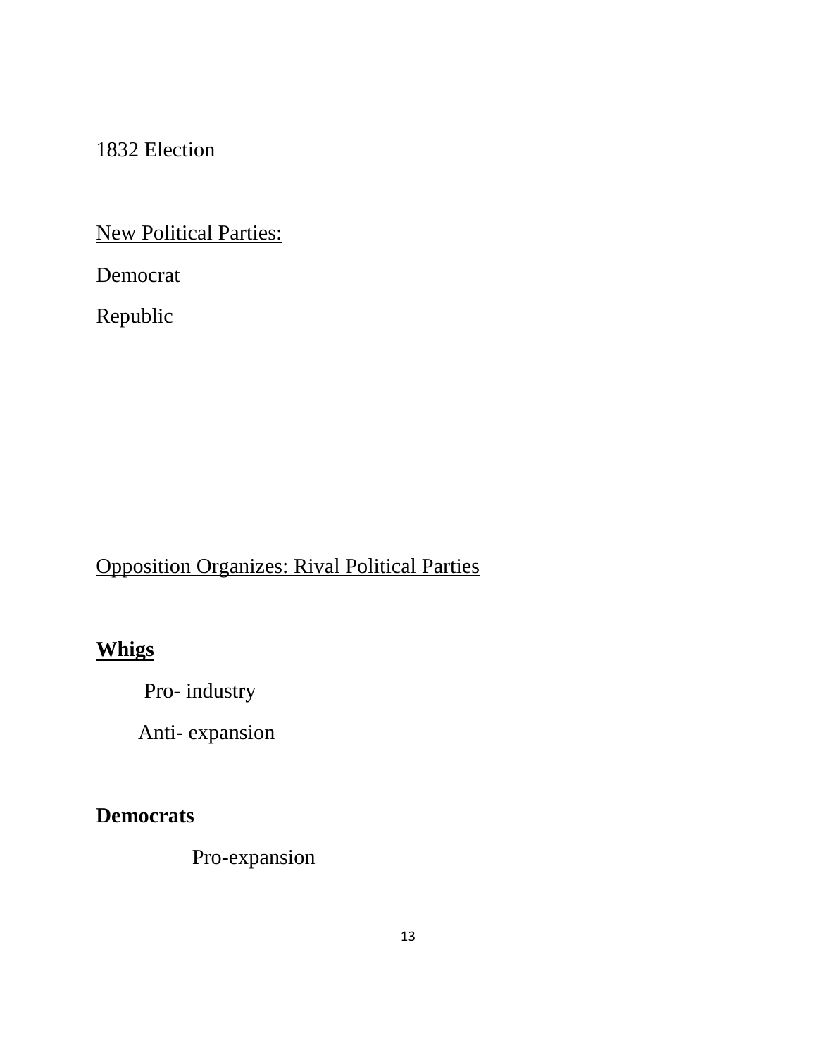1832 Election

<u>New Political Parties:</u>

Democrat

Republic

<u>Opposition Organizes: Rival Political Parties</u>

**<u>Whigs</u>**

- Pro- industry
- Anti- expansion

**Democrats**

- Pro-expansion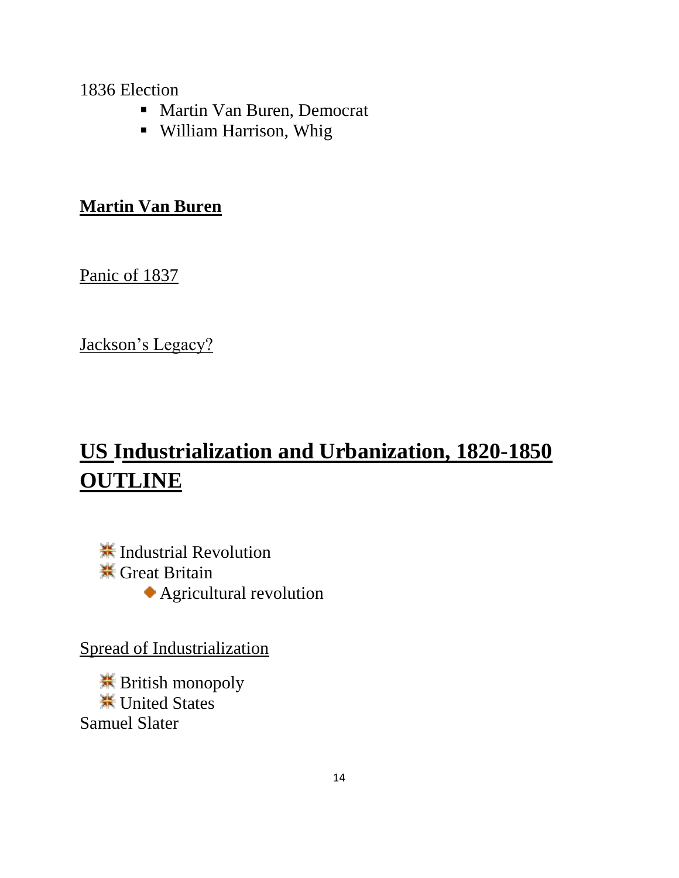1836 Election

- Martin Van Buren, Democrat
- William Harrison, Whig

**Martin Van Buren**

Panic of 1837

Jackson's Legacy?

# US Industrialization and Urbanization, 1820-1850 OUTLINE

- Industrial Revolution
- Great Britain
    - Agricultural revolution

Spread of Industrialization

- British monopoly
- United States

Samuel Slater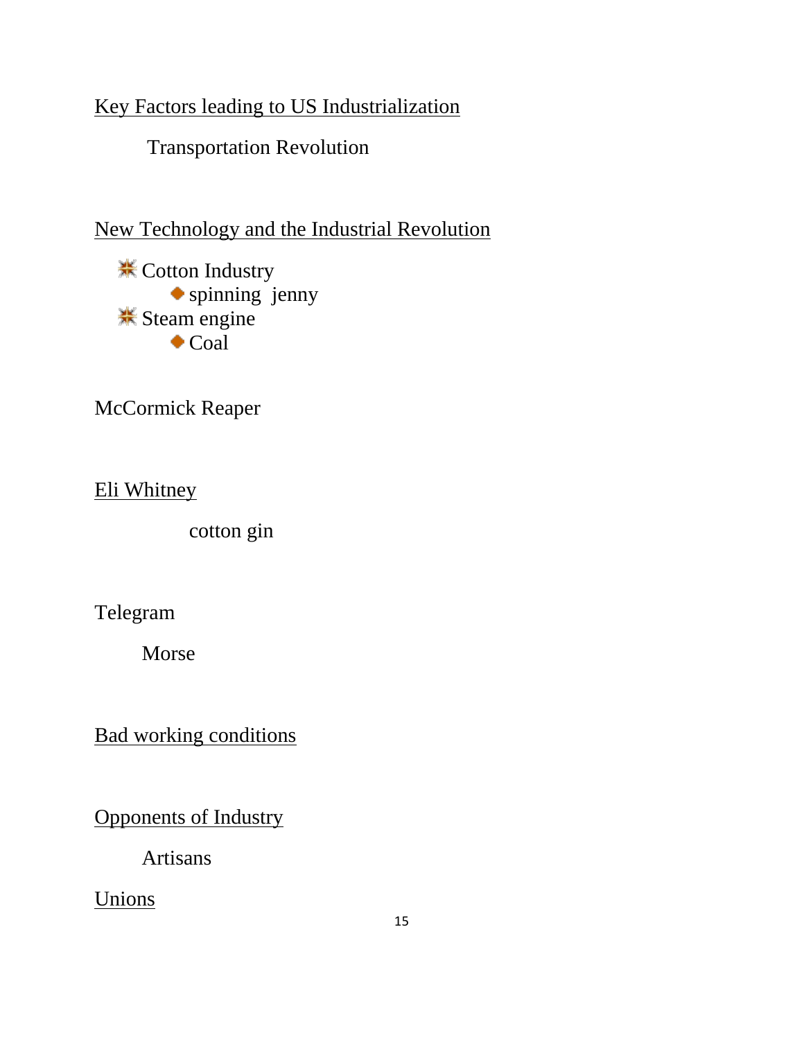<u>Key Factors leading to US Industrialization</u>

Transportation Revolution

<u>New Technology and the Industrial Revolution</u>

- Cotton Industry
  - spinning jenny
- Steam engine
  - Coal

McCormick Reaper

<u>Eli Whitney</u>

cotton gin

Telegram

Morse

<u>Bad working conditions</u>

<u>Opponents of Industry</u>

Artisans

<u>Unions</u>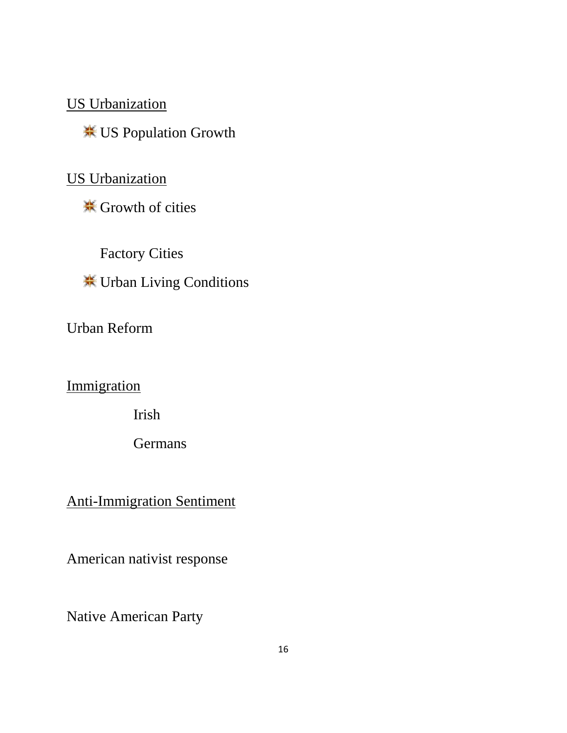<u>US Urbanization</u>

- US Population Growth

<u>US Urbanization</u>

- Growth of cities

  Factory Cities

- Urban Living Conditions

Urban Reform

<u>Immigration</u>

  Irish

  Germans

<u>Anti-Immigration Sentiment</u>

American nativist response

Native American Party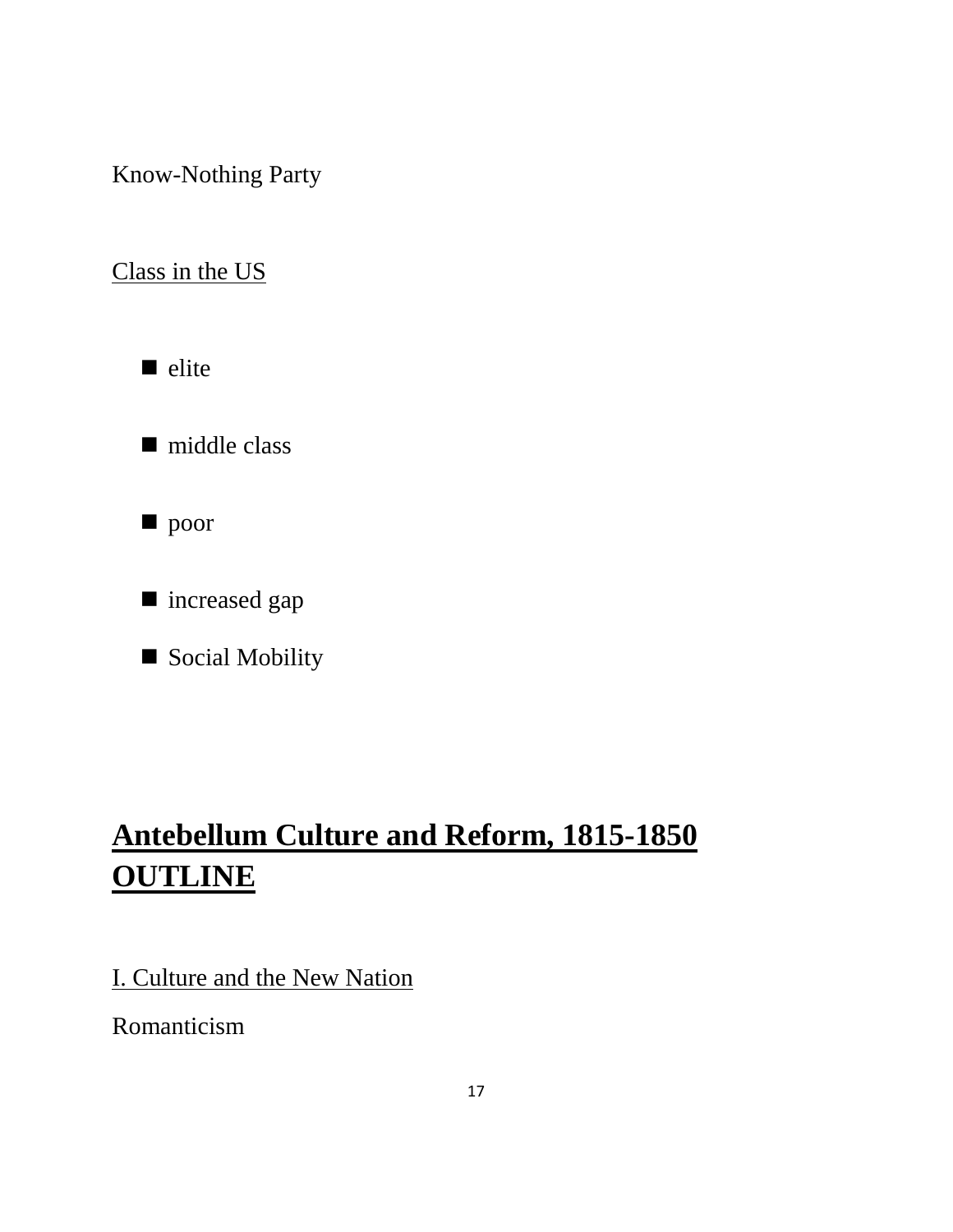Know-Nothing Party

Class in the US

- elite
- middle class
- poor
- increased gap
- Social Mobility

# **Antebellum Culture and Reform, 1815-1850 OUTLINE**

I. Culture and the New Nation

Romanticism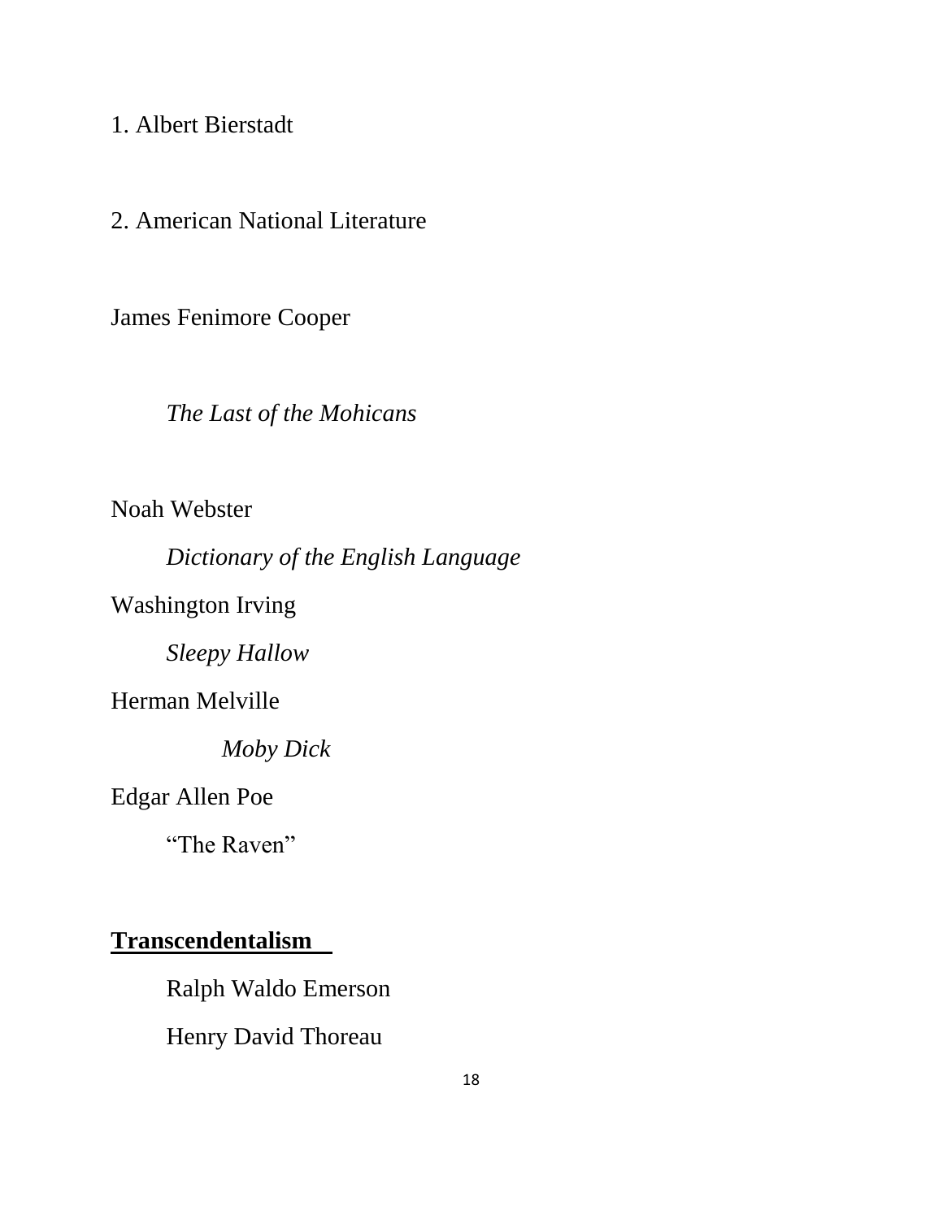1. Albert Bierstadt

2. American National Literature

James Fenimore Cooper

*The Last of the Mohicans*

Noah Webster

*Dictionary of the English Language*

Washington Irving

*Sleepy Hallow*

Herman Melville

*Moby Dick*

Edgar Allen Poe

"The Raven"

**<u>Transcendentalism</u>**

Ralph Waldo Emerson

Henry David Thoreau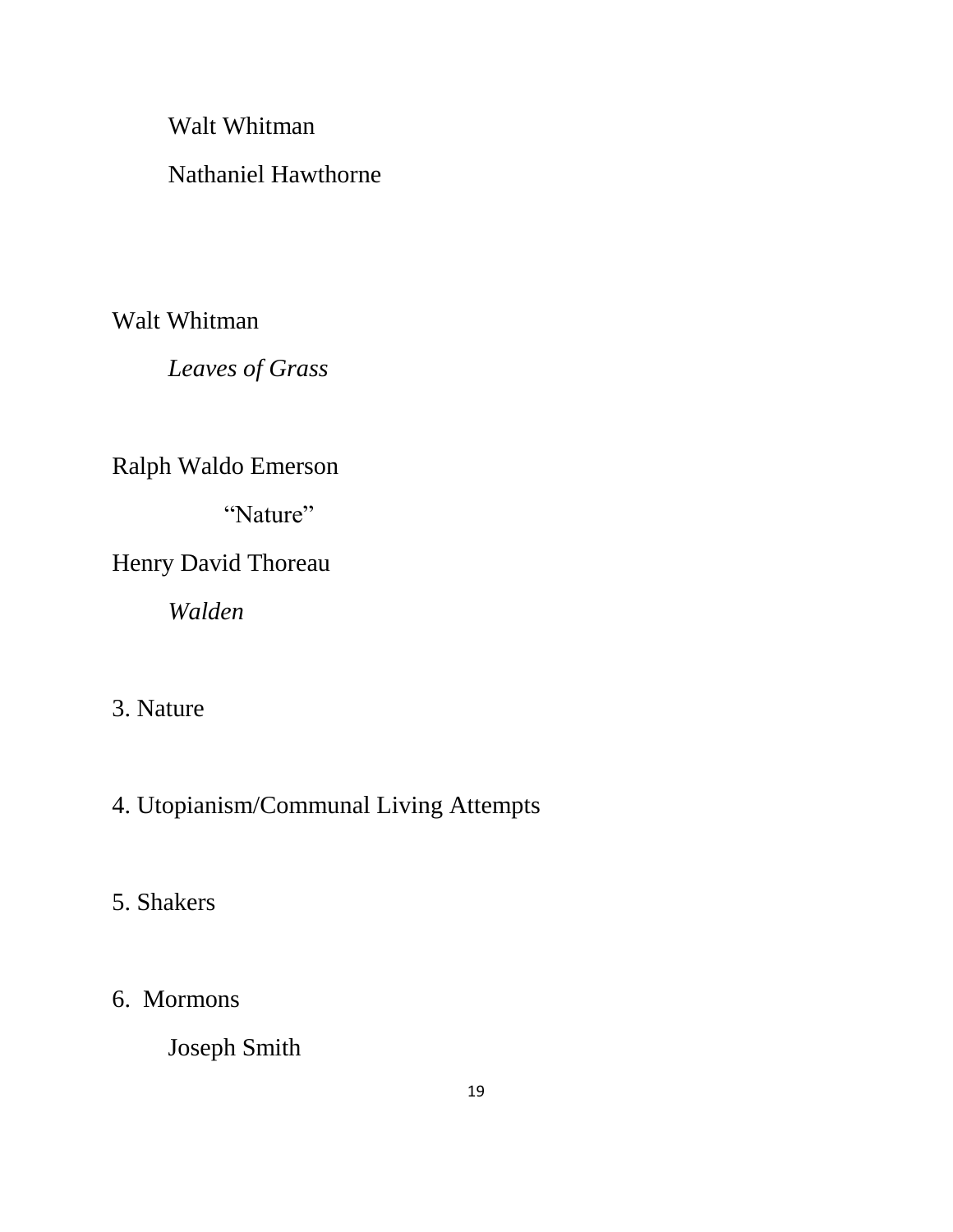Walt Whitman

Nathaniel Hawthorne

Walt Whitman

*Leaves of Grass*

Ralph Waldo Emerson

"Nature"

Henry David Thoreau

*Walden*

3. Nature

4. Utopianism/Communal Living Attempts

5. Shakers

6. Mormons

Joseph Smith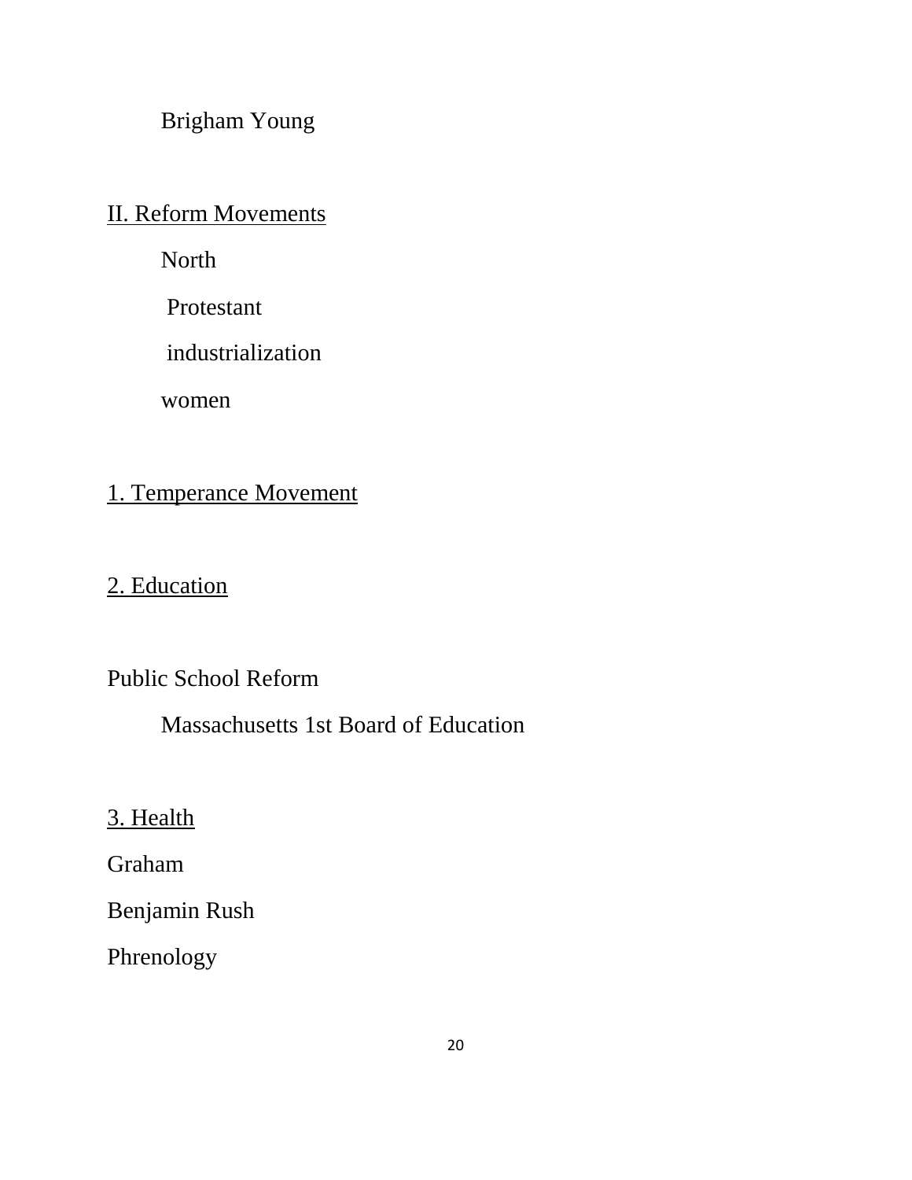Brigham Young

II. Reform Movements

North

Protestant

industrialization

women

1. Temperance Movement

2. Education

Public School Reform

Massachusetts 1st Board of Education

3. Health

Graham

Benjamin Rush

Phrenology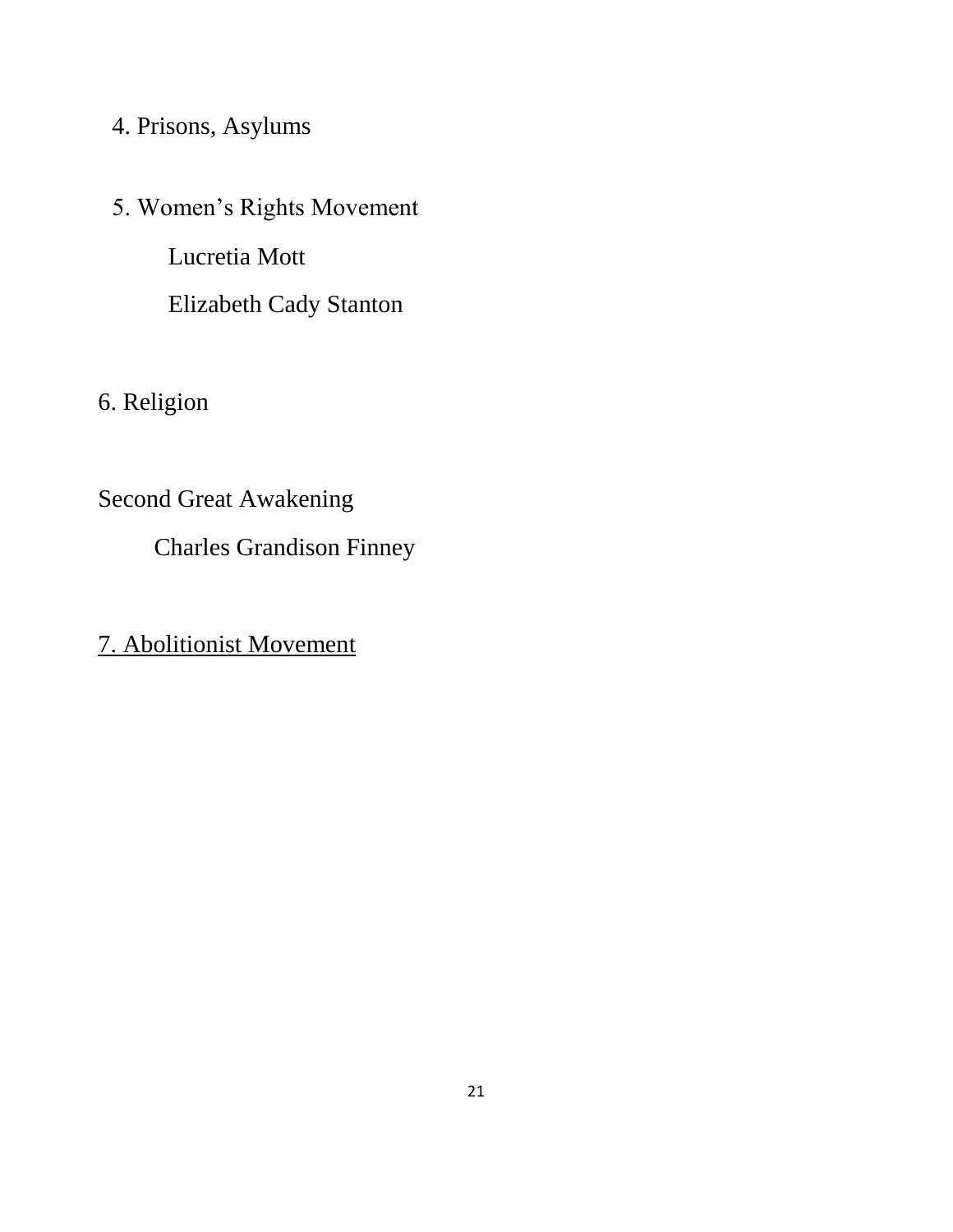4. Prisons, Asylums

5. Women's Rights Movement

Lucretia Mott

Elizabeth Cady Stanton

6. Religion

Second Great Awakening

Charles Grandison Finney

<u>7. Abolitionist Movement</u>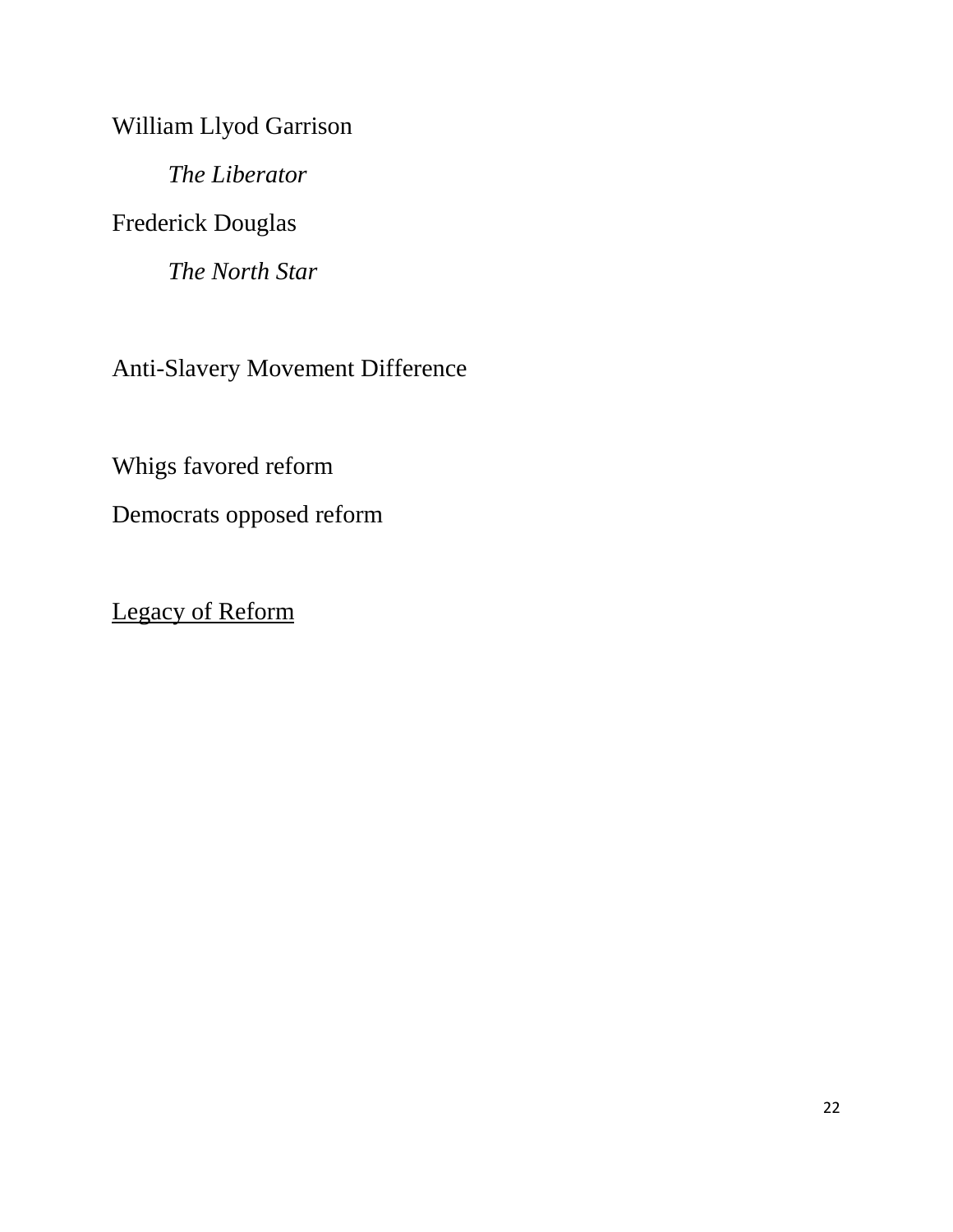William Llyod Garrison

*The Liberator*

Frederick Douglas

*The North Star*

Anti-Slavery Movement Difference

Whigs favored reform

Democrats opposed reform

<u>Legacy of Reform</u>